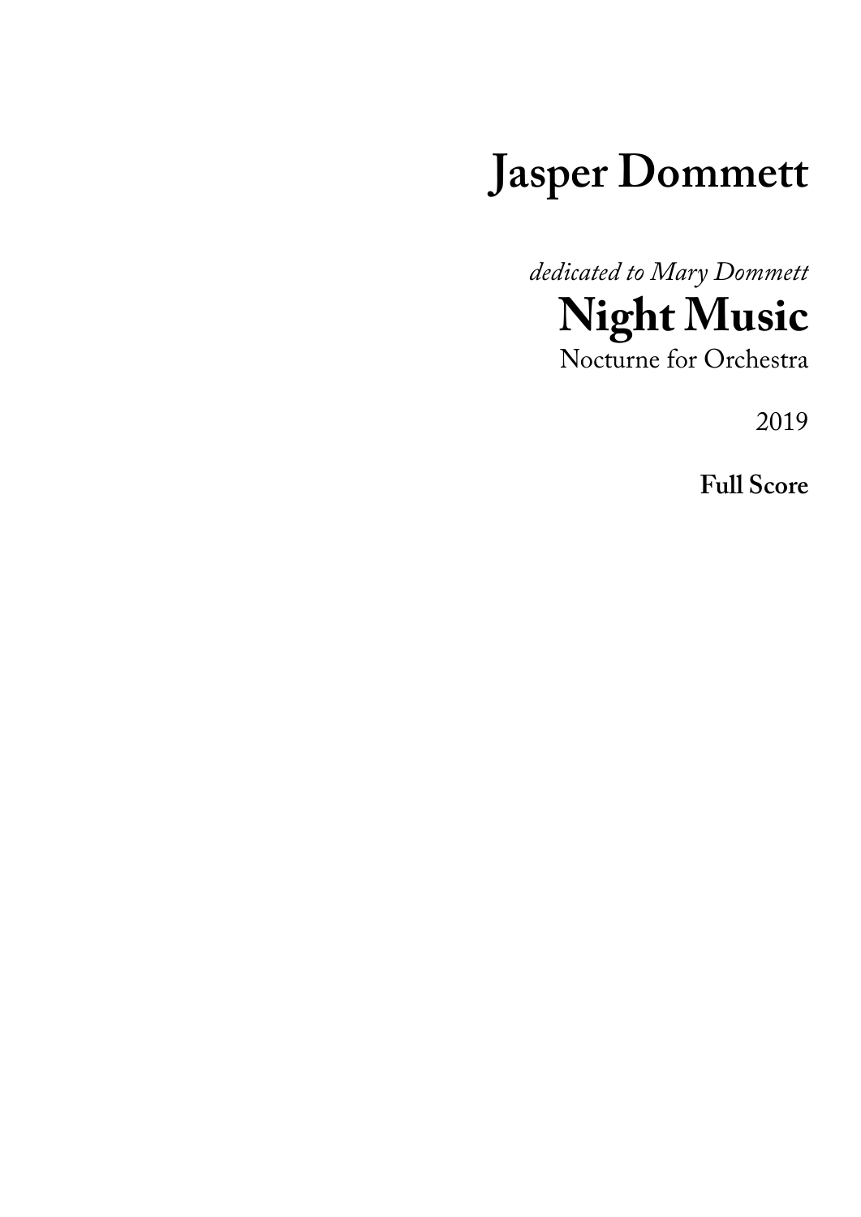# Jasper Dommett

*dedicated to Mary Dommett*

## Night Music

Nocturne for Orchestra

2019

**Full Score**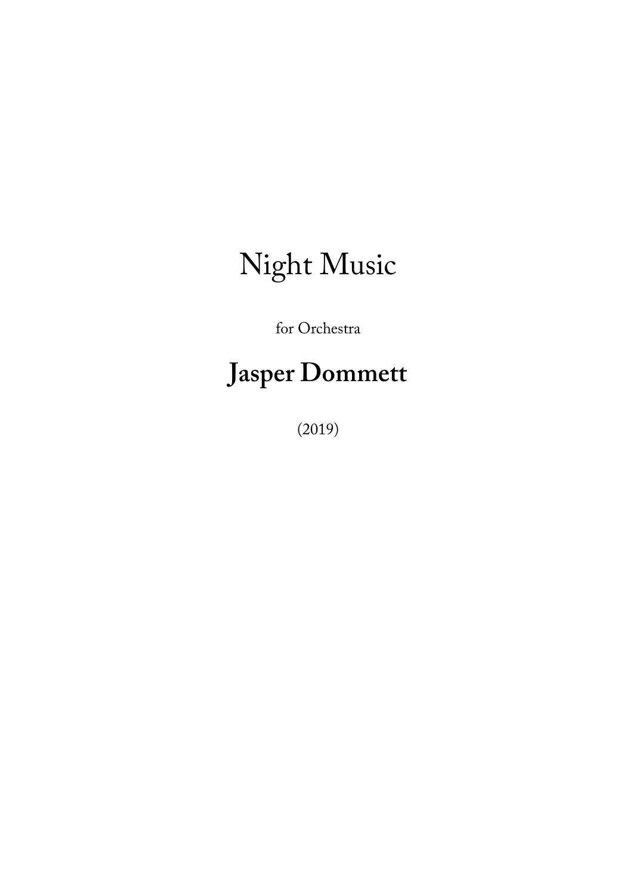# Night Music

for Orchestra

## **Jasper Dommett**

(2019)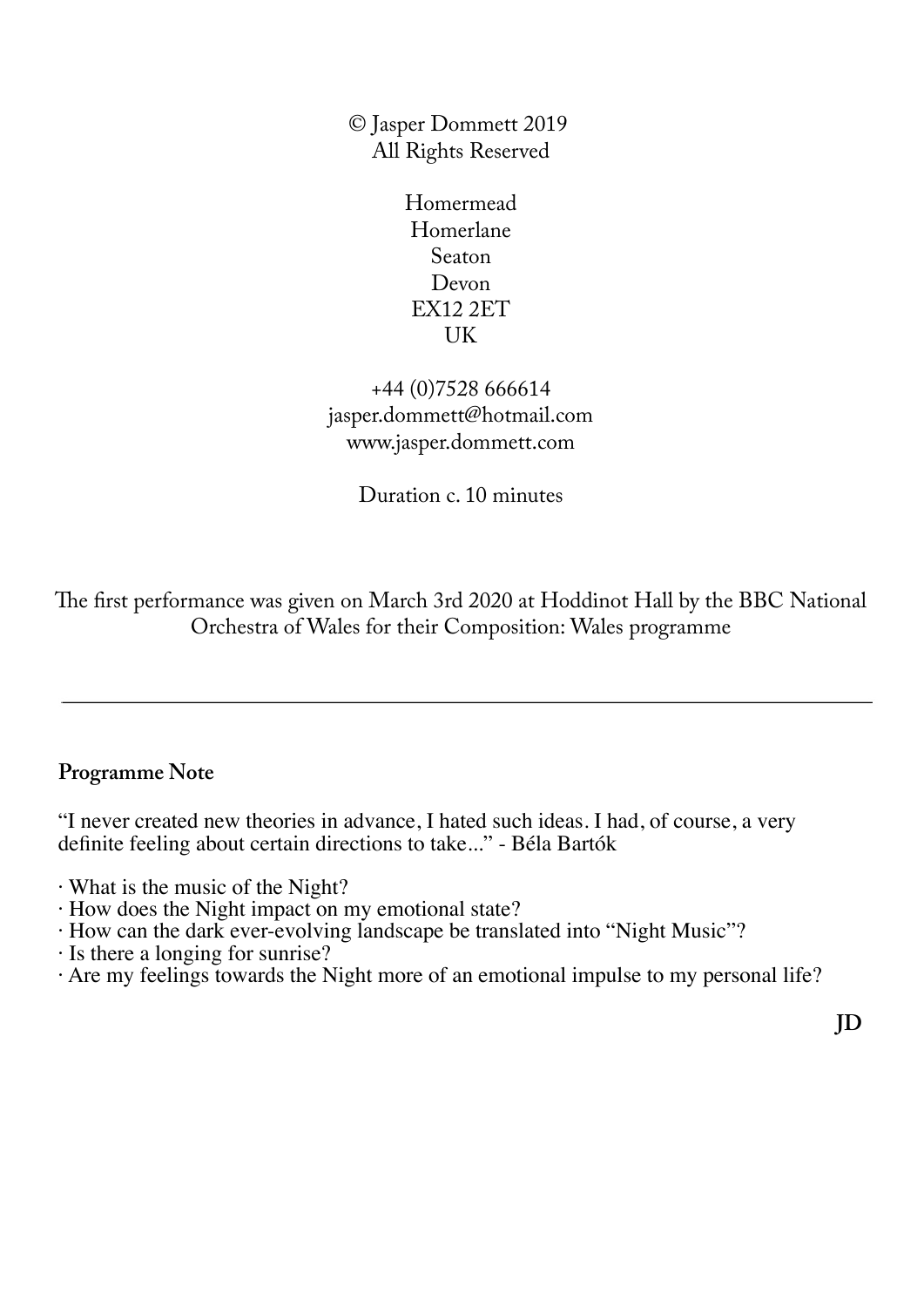© Jasper Dommett 2019
All Rights Reserved

Homermead
Homerlane
Seaton
Devon
EX12 2ET
UK

+44 (0)7528 666614
jasper.dommett@hotmail.com
www.jasper.dommett.com

Duration c. 10 minutes

The first performance was given on March 3rd 2020 at Hoddinot Hall by the BBC National Orchestra of Wales for their Composition: Wales programme

---

**Programme Note**

"I never created new theories in advance, I hated such ideas. I had, of course, a very definite feeling about certain directions to take..." - Béla Bartók

· What is the music of the Night?
· How does the Night impact on my emotional state?
· How can the dark ever-evolving landscape be translated into "Night Music"?
· Is there a longing for sunrise?
· Are my feelings towards the Night more of an emotional impulse to my personal life?

**JD**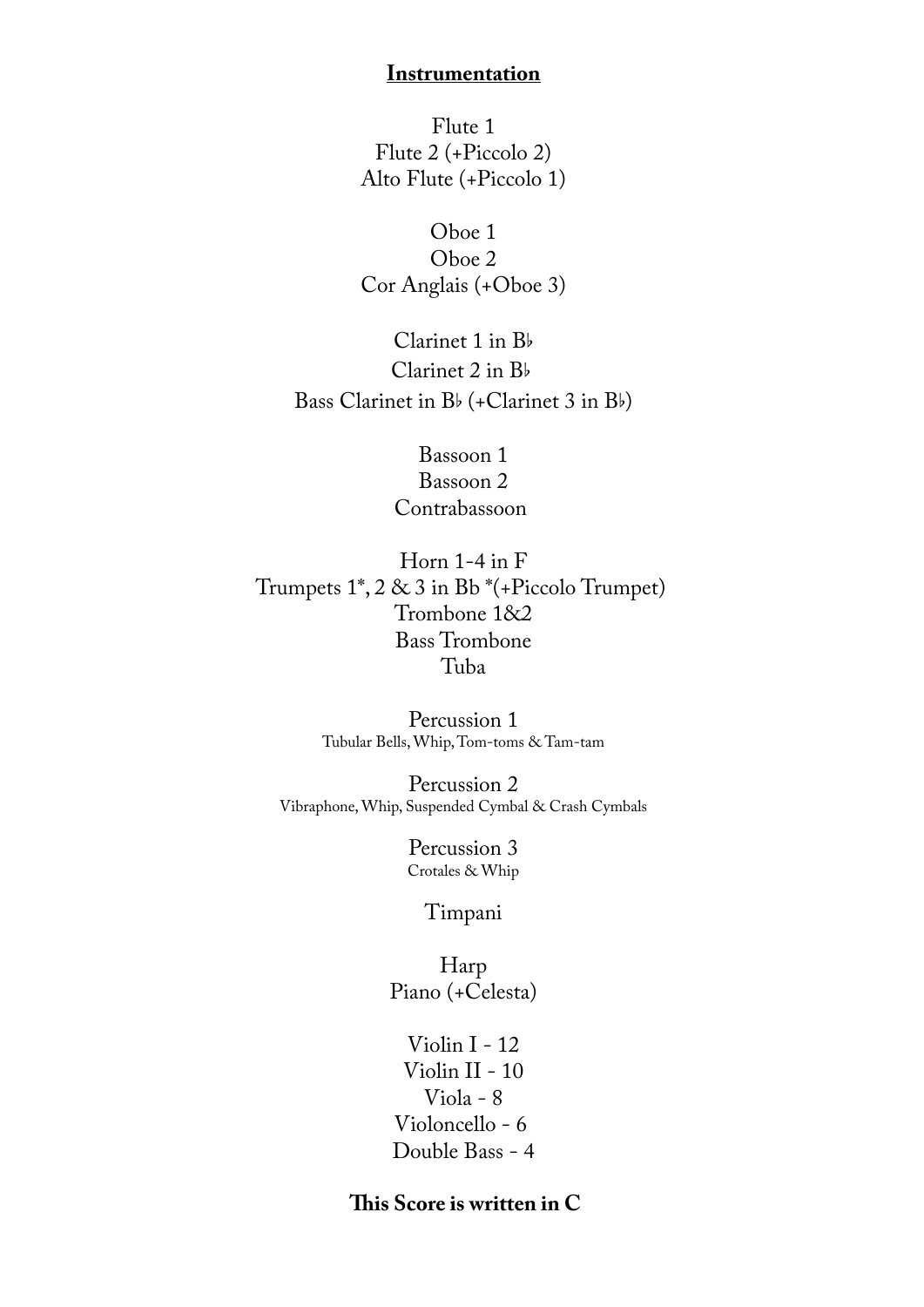## Instrumentation

Flute 1
Flute 2 (+Piccolo 2)
Alto Flute (+Piccolo 1)

Oboe 1
Oboe 2
Cor Anglais (+Oboe 3)

Clarinet 1 in B♭
Clarinet 2 in B♭
Bass Clarinet in B♭ (+Clarinet 3 in B♭)

Bassoon 1
Bassoon 2
Contrabassoon

Horn 1-4 in F
Trumpets 1*, 2 & 3 in Bb *(+Piccolo Trumpet)
Trombone 1&2
Bass Trombone
Tuba

Percussion 1
Tubular Bells, Whip, Tom-toms & Tam-tam

Percussion 2
Vibraphone, Whip, Suspended Cymbal & Crash Cymbals

Percussion 3
Crotales & Whip

Timpani

Harp
Piano (+Celesta)

Violin I - 12
Violin II - 10
Viola - 8
Violoncello - 6
Double Bass - 4

**This Score is written in C**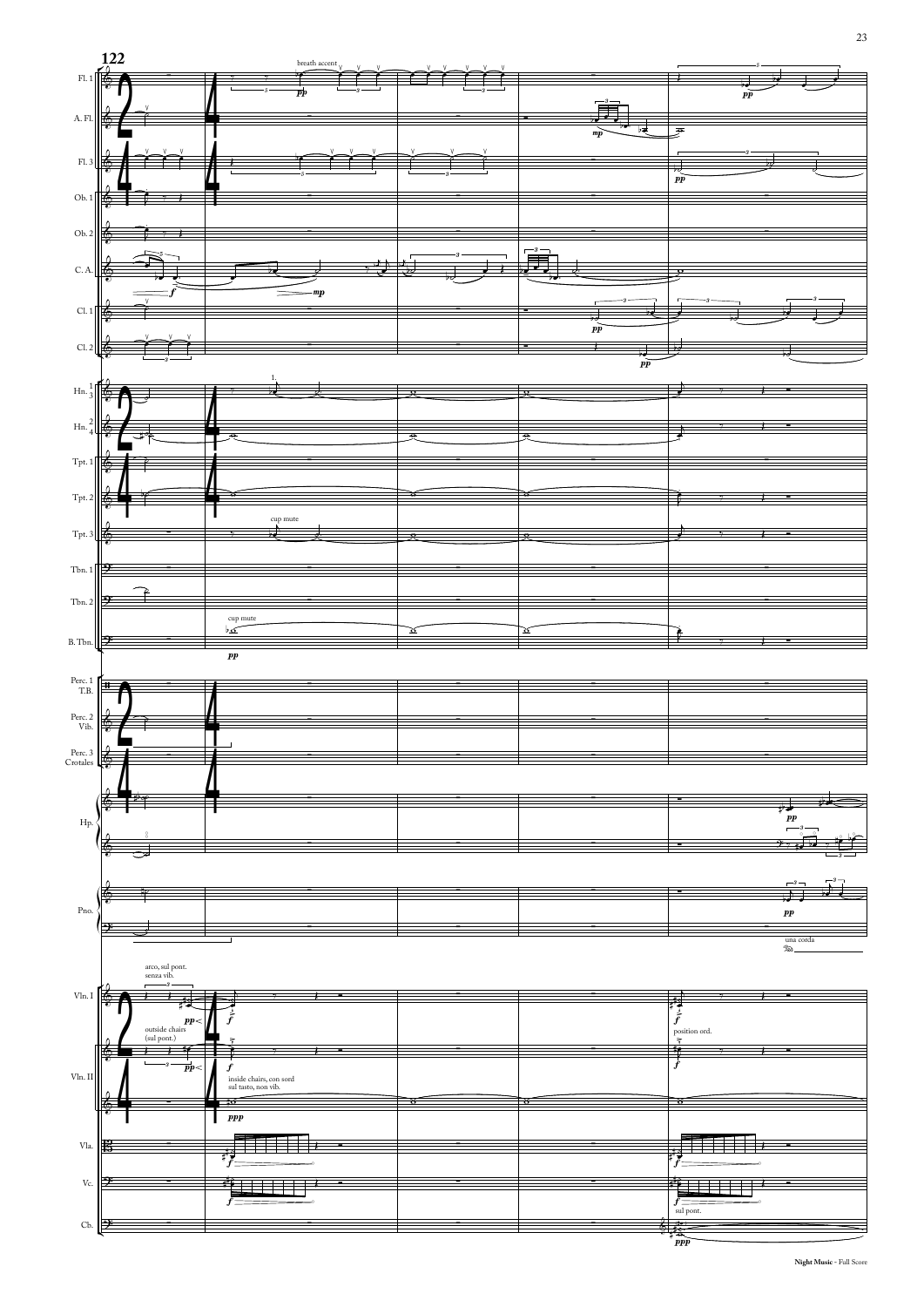**122**

Fl. 1 — breath accent — *pp* — *pp*

A. Fl. — *mp*

Fl. 3 — *pp*

Ob. 1

Ob. 2

C. A. — *f* — *mp*

Cl. 1 — *pp*

Cl. 2 — *pp*

Hn. 1/3 — 1.

Hn. 2/4

Tpt. 1

Tpt. 2

Tpt. 3 — cup mute

Tbn. 1

Tbn. 2

B. Tbn. — cup mute — *pp*

Perc. 1 T.B.

Perc. 2 Vib.

Perc. 3 Crotales

Hp. — *pp*

Pno. — *pp* — una corda

Vln. I — arco, sul pont. senza vib. — *pp* — *f* — *f* — position ord.

Vln. II — outside chairs (sul pont.) — *pp* — *f* — *f* — inside chairs, con sord sul tasto, non vib. — *ppp*

Vla. — *f*

Vc. — *f* — *f* — sul pont.

Cb. — *ppp*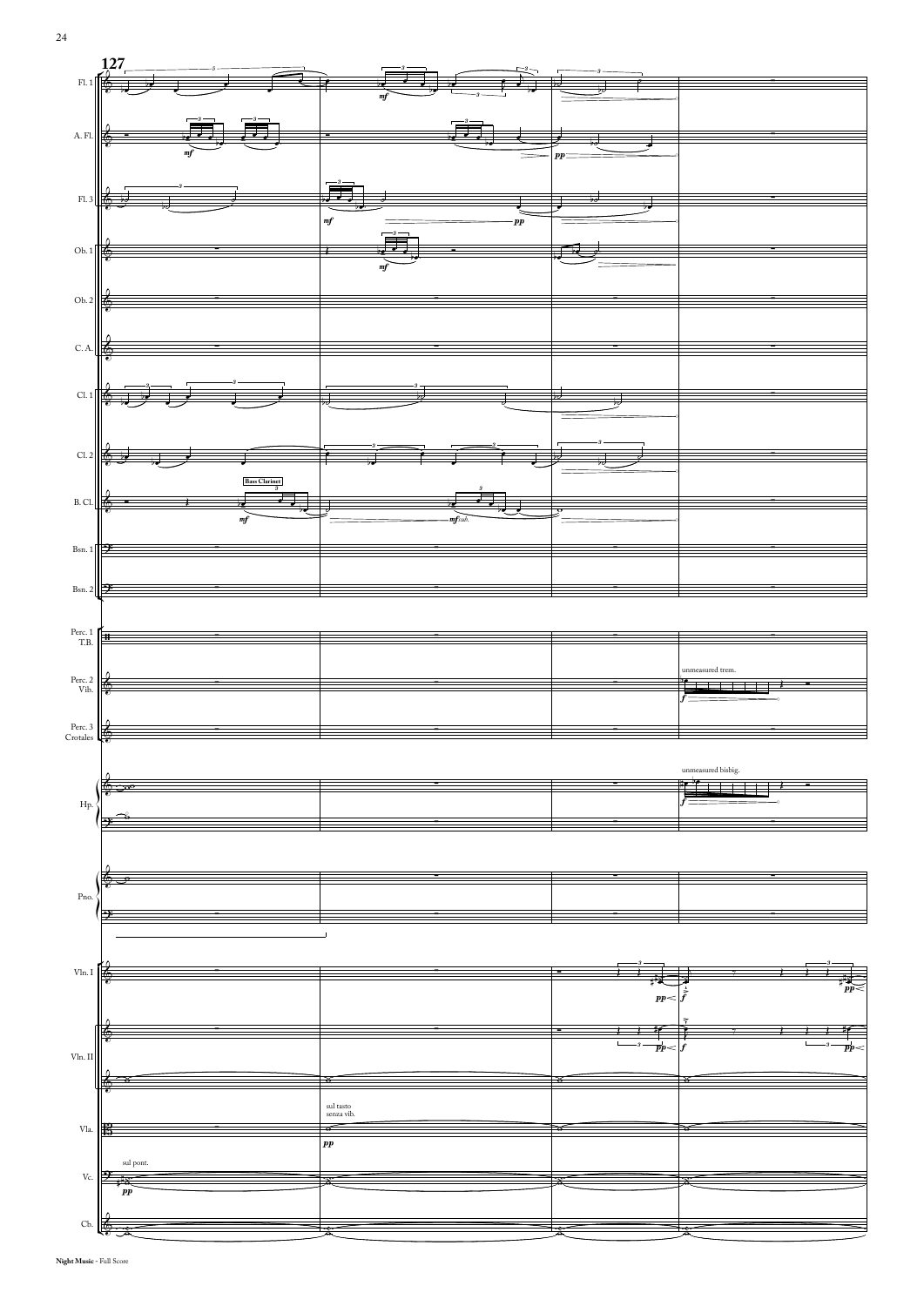127

Fl. 1

A. Fl.

Fl. 3

Ob. 1

Ob. 2

C. A.

Cl. 1

Cl. 2

B. Cl.

Bass Clarinet

Bsn. 1

Bsn. 2

Perc. 1
T.B.

Perc. 2
Vib.

unmeasured trem.

Perc. 3
Crotales

Hp.

unmeasured bisbig.

Pno.

Vln. I

Vln. II

Vla.

sul tasto
senza vib.

Vc.

sul pont.

Cb.